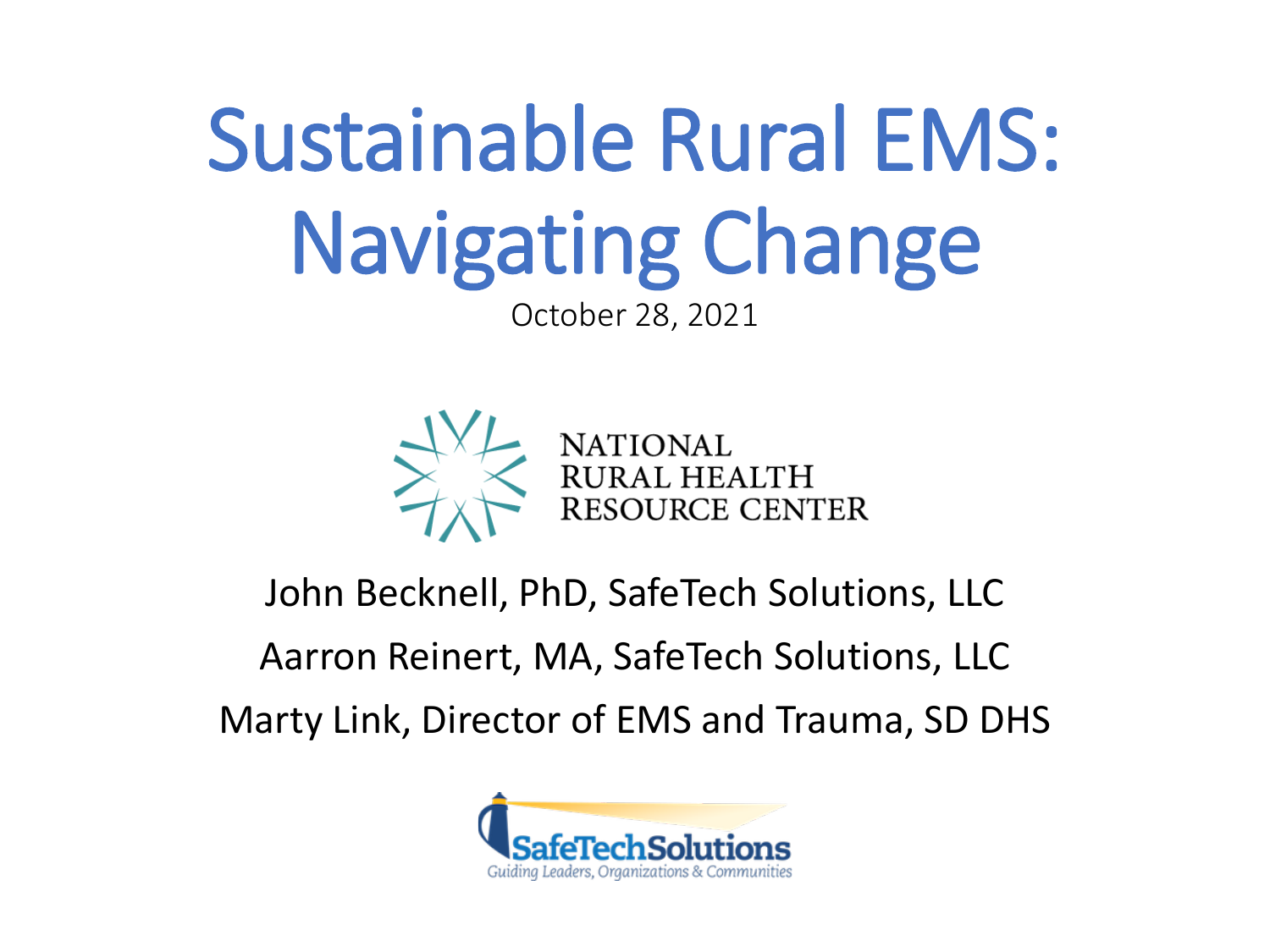# Sustainable Rural EMS: Navigating Change

October 28, 2021

NATIONAL RURAL HEALTH RESOURCE CENTER

John Becknell, PhD, SafeTech Solutions, LLC

Aarron Reinert, MA, SafeTech Solutions, LLC

Marty Link, Director of EMS and Trauma, SD DHS

SafeTechSolutions

*Guiding Leaders, Organizations & Communities*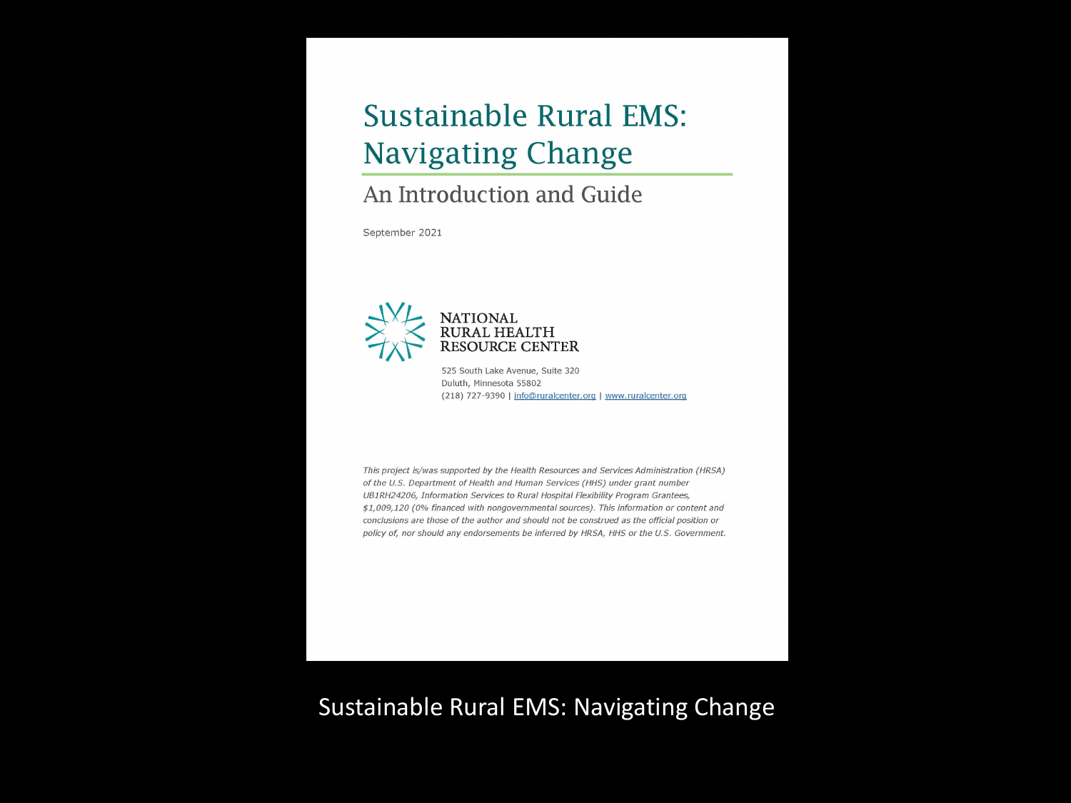# Sustainable Rural EMS: Navigating Change

## An Introduction and Guide

September 2021

NATIONAL
RURAL HEALTH
RESOURCE CENTER

525 South Lake Avenue, Suite 320
Duluth, Minnesota 55802
(218) 727-9390 | info@ruralcenter.org | www.ruralcenter.org

*This project is/was supported by the Health Resources and Services Administration (HRSA) of the U.S. Department of Health and Human Services (HHS) under grant number UB1RH24206, Information Services to Rural Hospital Flexibility Program Grantees, $1,009,120 (0% financed with nongovernmental sources). This information or content and conclusions are those of the author and should not be construed as the official position or policy of, nor should any endorsements be inferred by HRSA, HHS or the U.S. Government.*

Sustainable Rural EMS: Navigating Change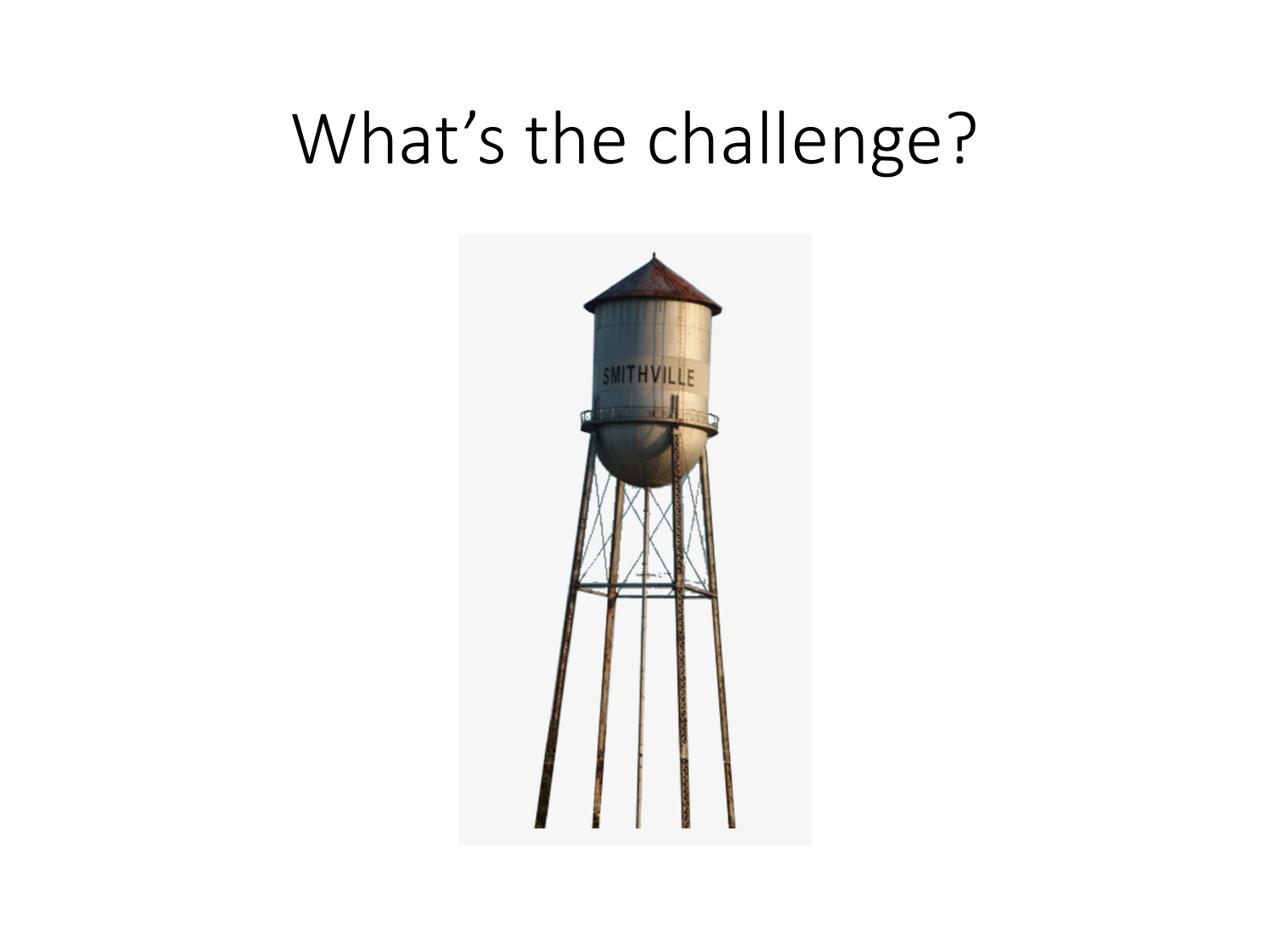# What's the challenge?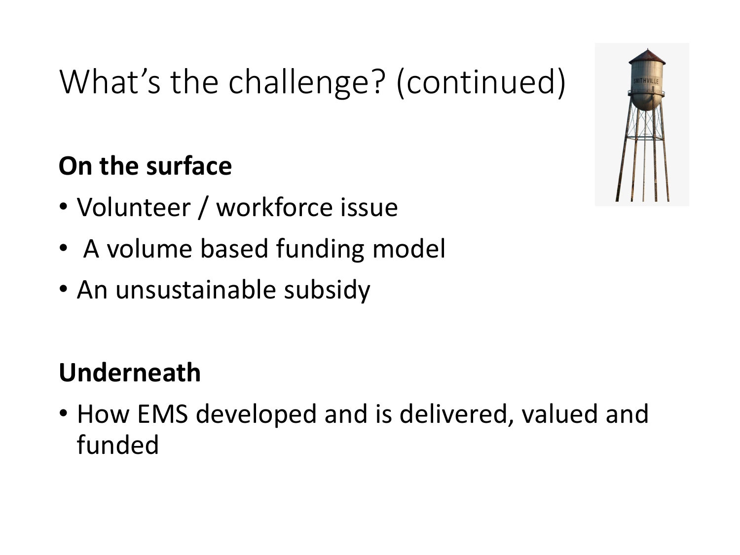# What's the challenge? (continued)

**On the surface**

- Volunteer / workforce issue
- A volume based funding model
- An unsustainable subsidy

**Underneath**

- How EMS developed and is delivered, valued and funded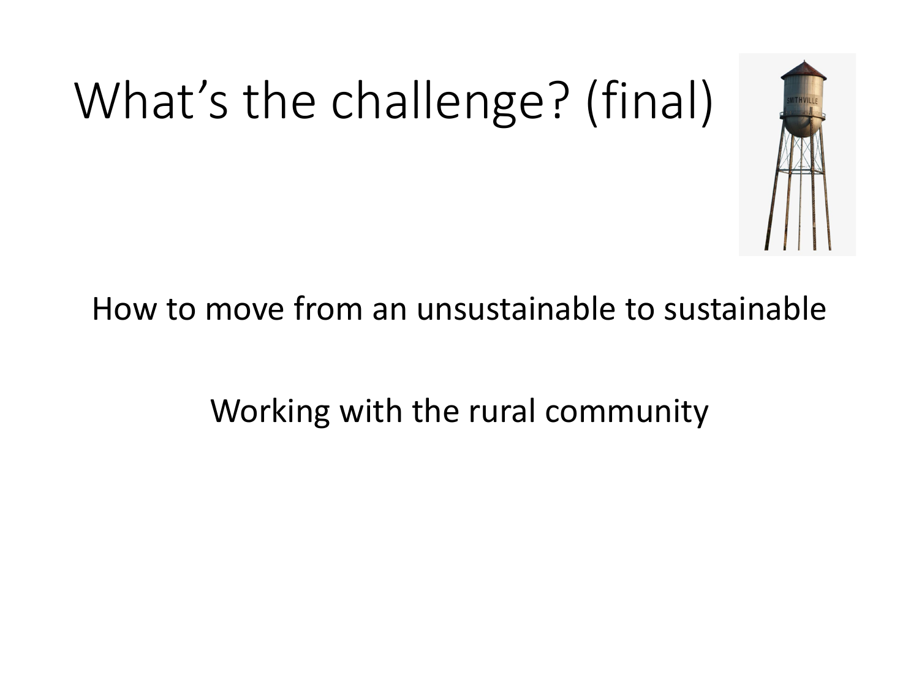# What's the challenge? (final)

How to move from an unsustainable to sustainable

Working with the rural community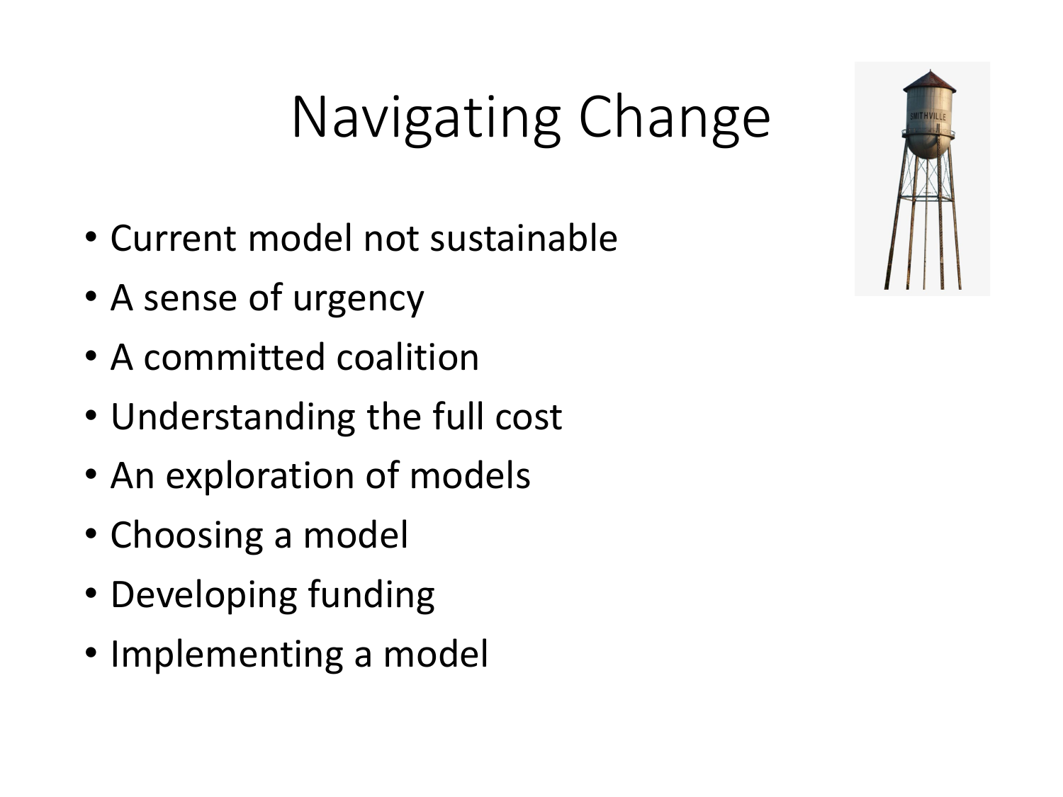# Navigating Change

- Current model not sustainable
- A sense of urgency
- A committed coalition
- Understanding the full cost
- An exploration of models
- Choosing a model
- Developing funding
- Implementing a model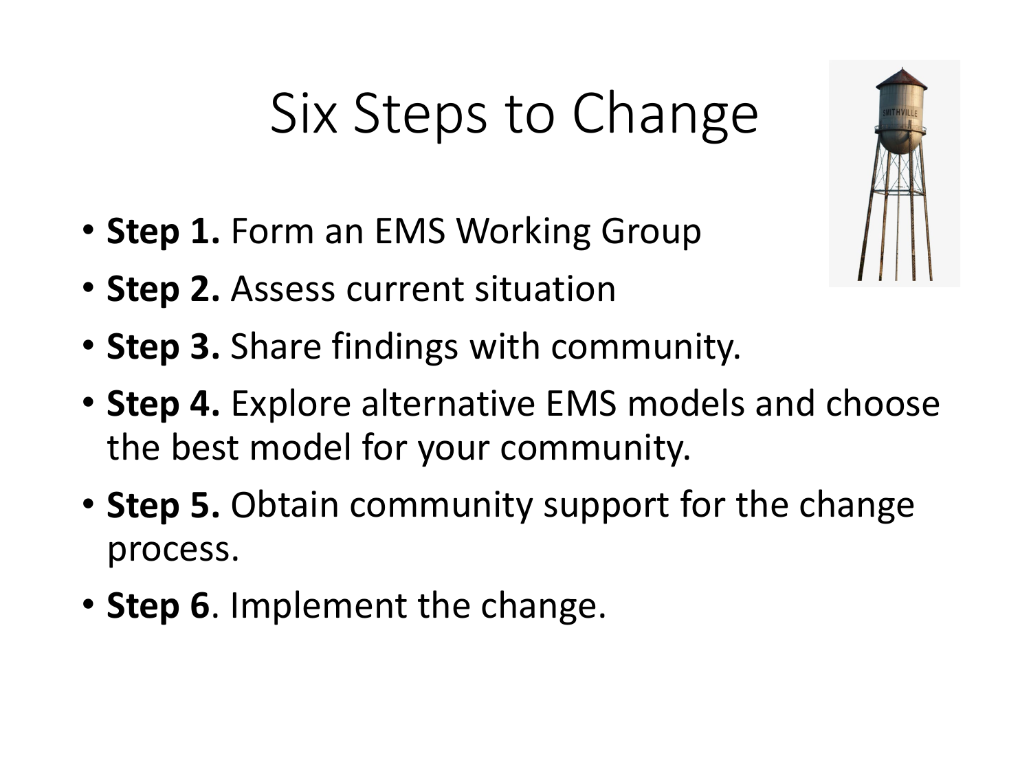# Six Steps to Change

- **Step 1.** Form an EMS Working Group
- **Step 2.** Assess current situation
- **Step 3.** Share findings with community.
- **Step 4.** Explore alternative EMS models and choose the best model for your community.
- **Step 5.** Obtain community support for the change process.
- **Step 6**. Implement the change.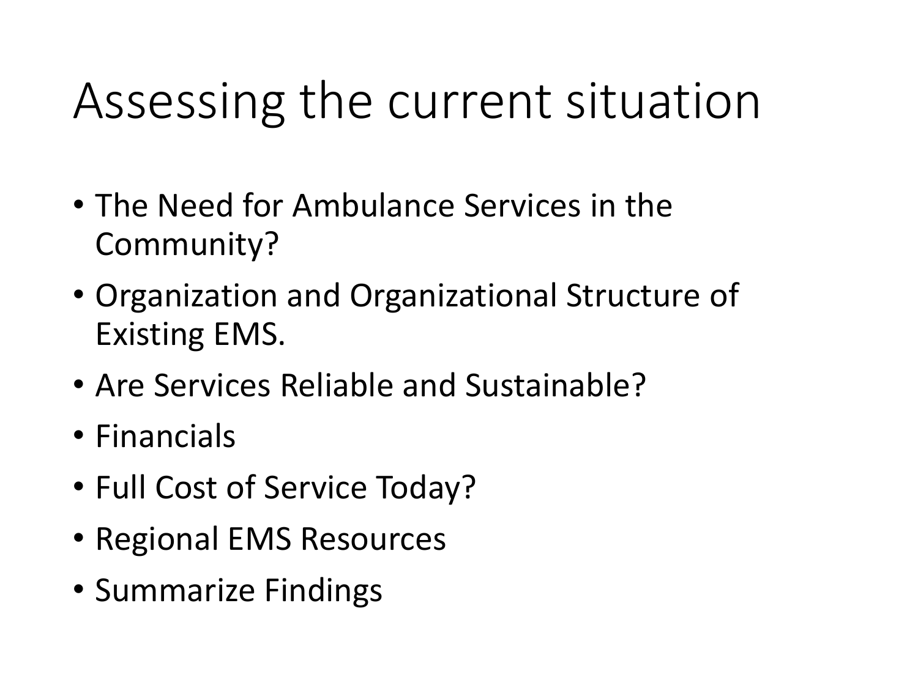# Assessing the current situation

- The Need for Ambulance Services in the Community?
- Organization and Organizational Structure of Existing EMS.
- Are Services Reliable and Sustainable?
- Financials
- Full Cost of Service Today?
- Regional EMS Resources
- Summarize Findings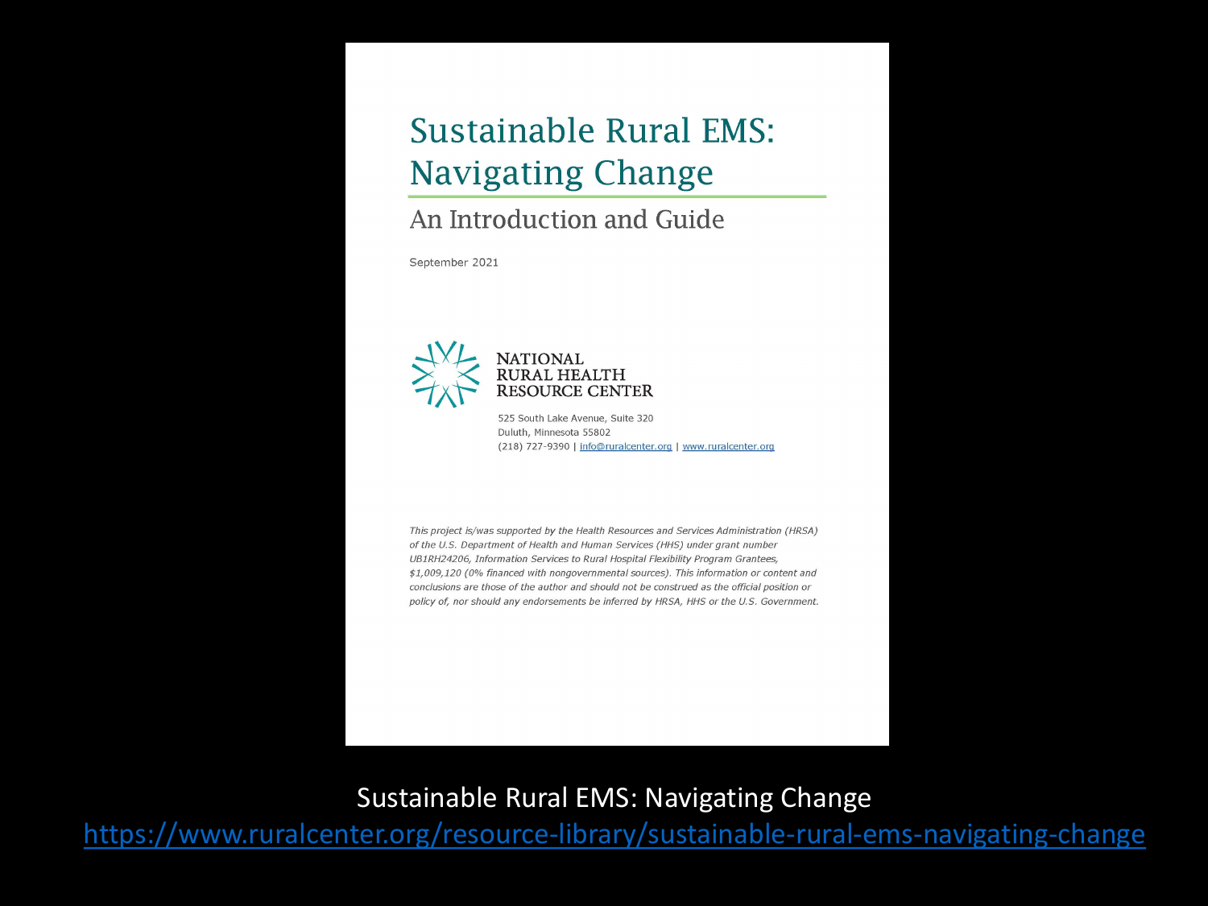# Sustainable Rural EMS: Navigating Change

## An Introduction and Guide

September 2021

NATIONAL RURAL HEALTH RESOURCE CENTER

525 South Lake Avenue, Suite 320
Duluth, Minnesota 55802
(218) 727-9390 | info@ruralcenter.org | www.ruralcenter.org

*This project is/was supported by the Health Resources and Services Administration (HRSA) of the U.S. Department of Health and Human Services (HHS) under grant number UB1RH24206, Information Services to Rural Hospital Flexibility Program Grantees, $1,009,120 (0% financed with nongovernmental sources). This information or content and conclusions are those of the author and should not be construed as the official position or policy of, nor should any endorsements be inferred by HRSA, HHS or the U.S. Government.*

Sustainable Rural EMS: Navigating Change

https://www.ruralcenter.org/resource-library/sustainable-rural-ems-navigating-change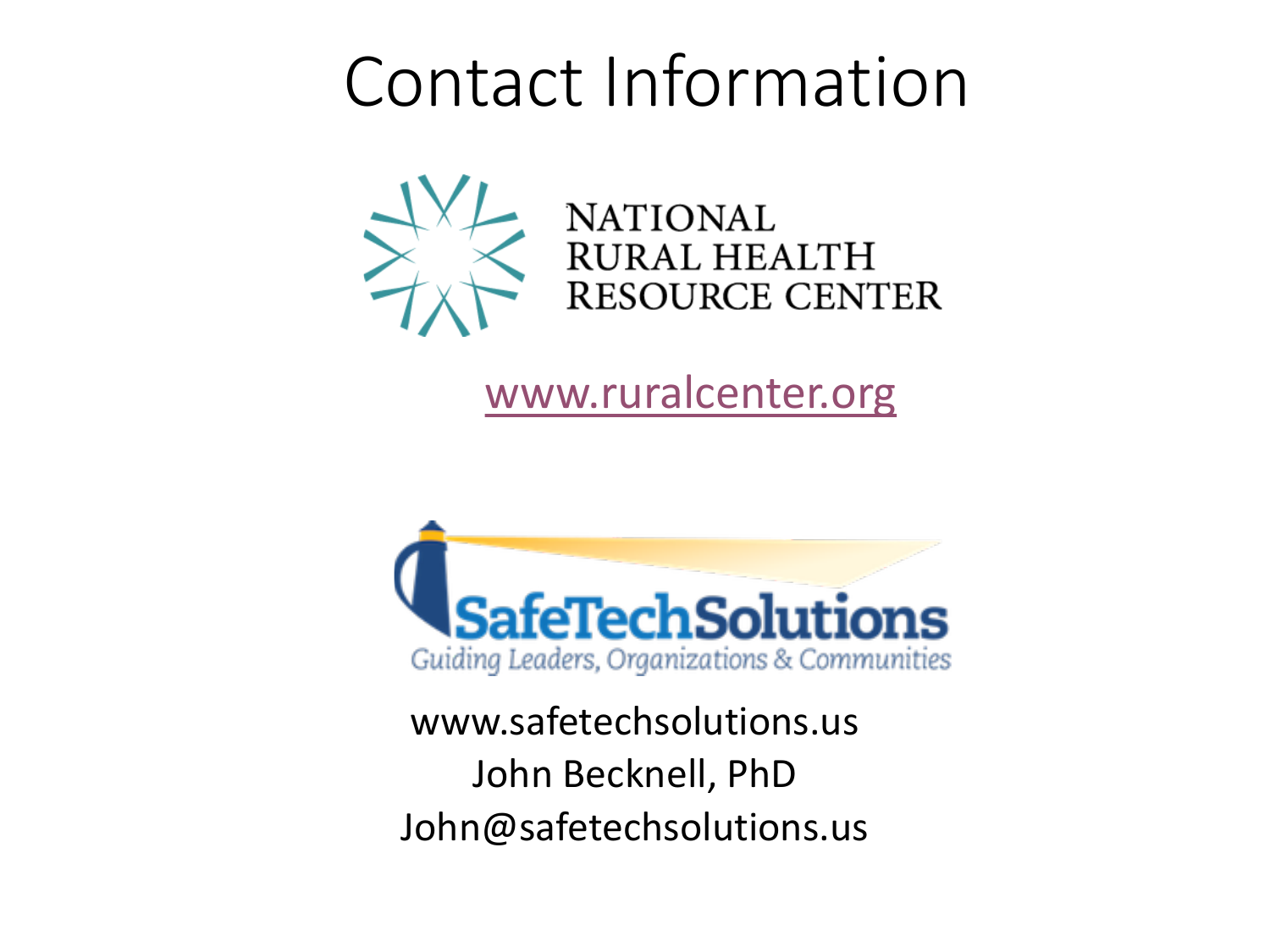# Contact Information

NATIONAL
RURAL HEALTH
RESOURCE CENTER

www.ruralcenter.org

SafeTechSolutions
Guiding Leaders, Organizations & Communities

www.safetechsolutions.us

John Becknell, PhD

John@safetechsolutions.us